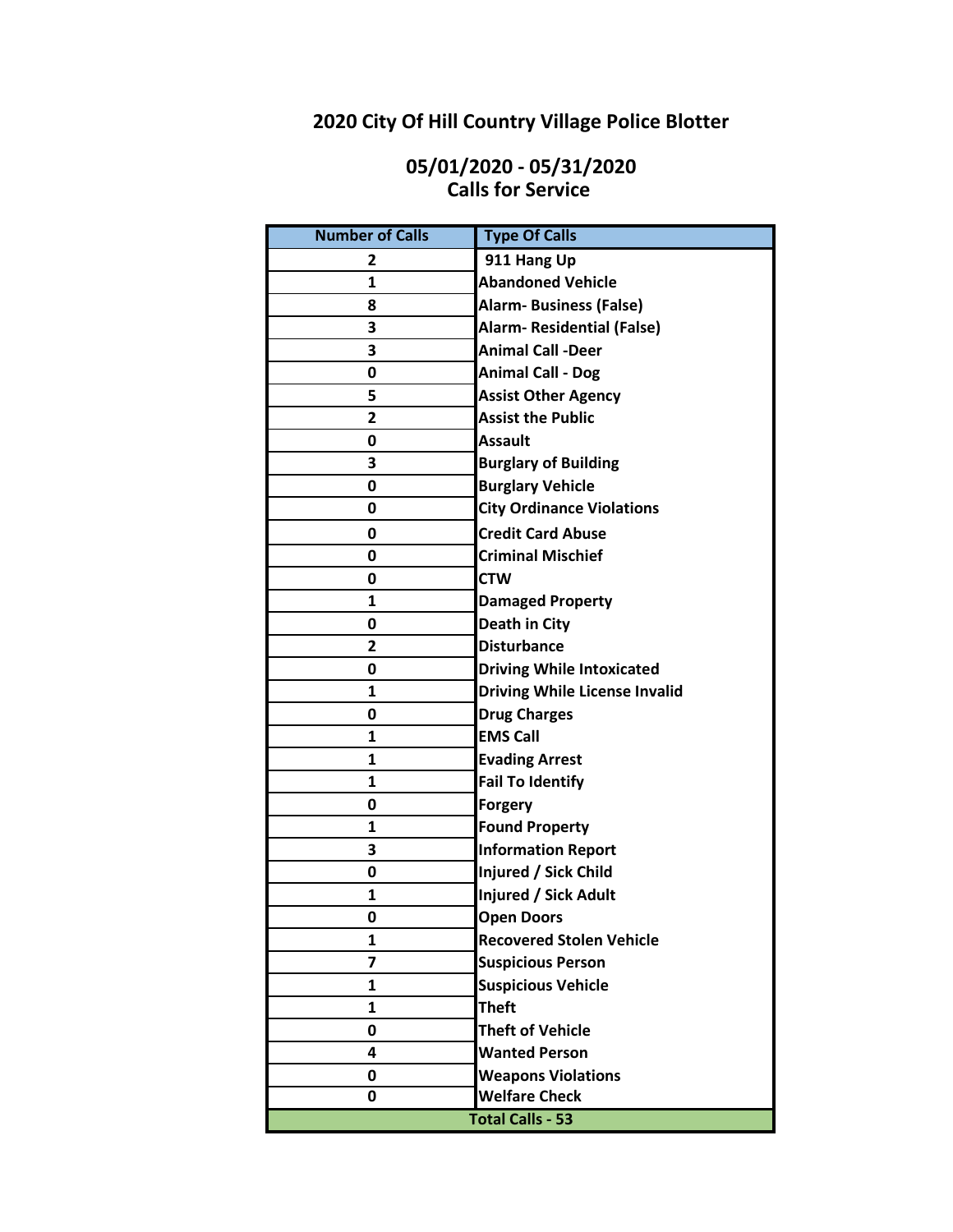# 2020 City Of Hill Country Village Police Blotter

## 05/01/2020 - 05/31/2020
## Calls for Service

| Number of Calls | Type Of Calls |
|---|---|
| 2 | 911 Hang Up |
| 1 | Abandoned Vehicle |
| 8 | Alarm- Business (False) |
| 3 | Alarm- Residential (False) |
| 3 | Animal Call -Deer |
| 0 | Animal Call - Dog |
| 5 | Assist Other Agency |
| 2 | Assist the Public |
| 0 | Assault |
| 3 | Burglary of Building |
| 0 | Burglary Vehicle |
| 0 | City Ordinance Violations |
| 0 | Credit Card Abuse |
| 0 | Criminal Mischief |
| 0 | CTW |
| 1 | Damaged Property |
| 0 | Death in City |
| 2 | Disturbance |
| 0 | Driving While Intoxicated |
| 1 | Driving While License Invalid |
| 0 | Drug Charges |
| 1 | EMS Call |
| 1 | Evading Arrest |
| 1 | Fail To Identify |
| 0 | Forgery |
| 1 | Found Property |
| 3 | Information Report |
| 0 | Injured / Sick Child |
| 1 | Injured / Sick Adult |
| 0 | Open Doors |
| 1 | Recovered Stolen Vehicle |
| 7 | Suspicious Person |
| 1 | Suspicious Vehicle |
| 1 | Theft |
| 0 | Theft of Vehicle |
| 4 | Wanted Person |
| 0 | Weapons Violations |
| 0 | Welfare Check |
| Total Calls - 53 | |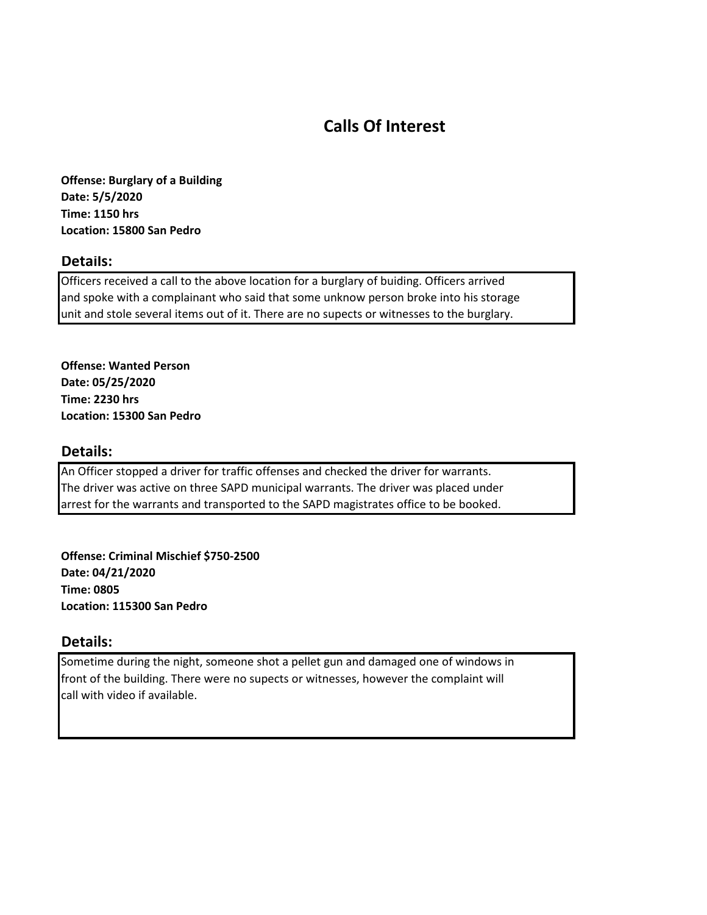# Calls Of Interest

**Offense: Burglary of a Building**
**Date: 5/5/2020**
**Time: 1150 hrs**
**Location: 15800 San Pedro**

## Details:

Officers received a call to the above location for a burglary of buiding. Officers arrived and spoke with a complainant who said that some unknow person broke into his storage unit and stole several items out of it. There are no supects or witnesses to the burglary.

**Offense: Wanted Person**
**Date: 05/25/2020**
**Time: 2230 hrs**
**Location: 15300 San Pedro**

## Details:

An Officer stopped a driver for traffic offenses and checked the driver for warrants. The driver was active on three SAPD municipal warrants. The driver was placed under arrest for the warrants and transported to the SAPD magistrates office to be booked.

**Offense: Criminal Mischief $750-2500**
**Date: 04/21/2020**
**Time: 0805**
**Location: 115300 San Pedro**

## Details:

Sometime during the night, someone shot a pellet gun and damaged one of windows in front of the building. There were no supects or witnesses, however the complaint will call with video if available.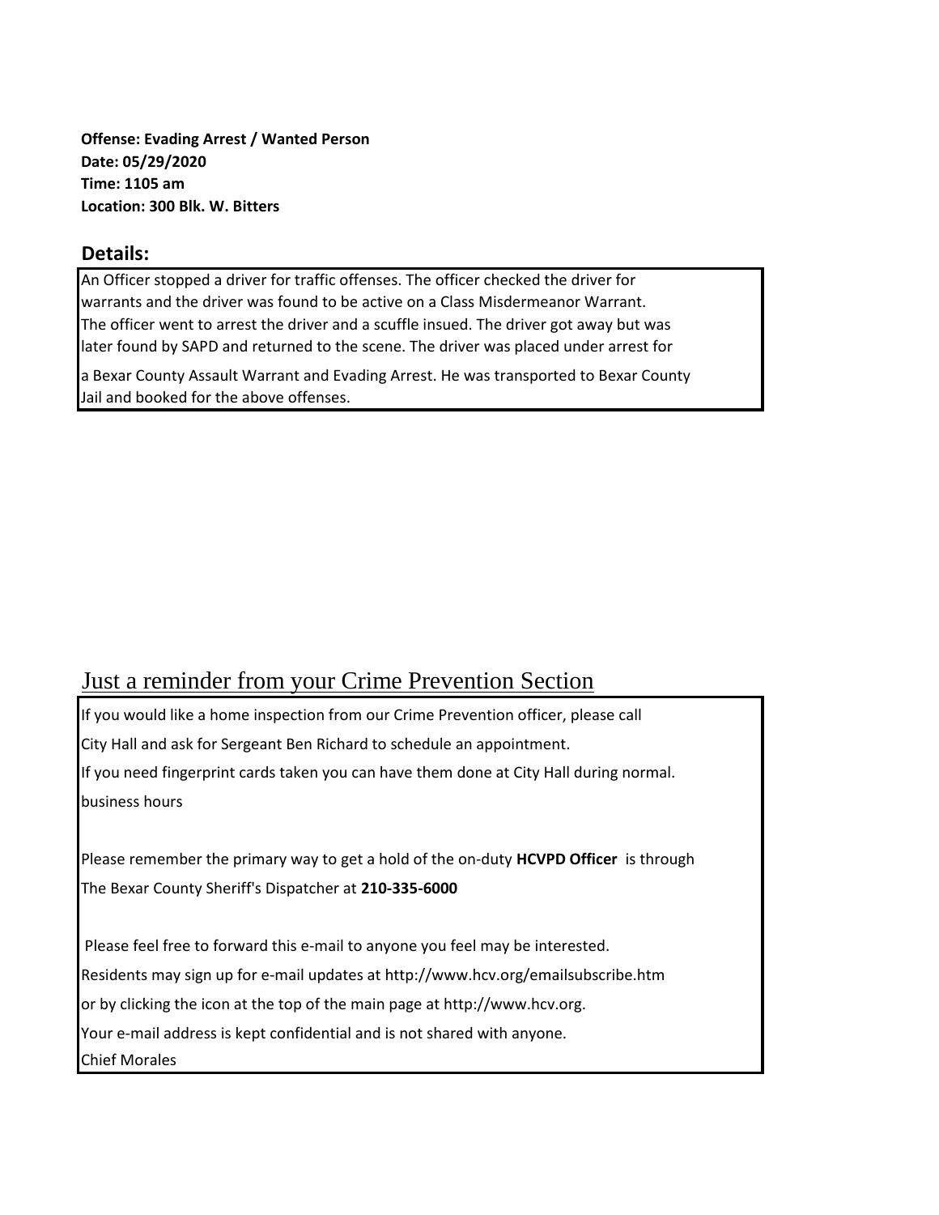**Offense: Evading Arrest / Wanted Person**
**Date: 05/29/2020**
**Time: 1105 am**
**Location: 300 Blk. W. Bitters**

## Details:

An Officer stopped a driver for traffic offenses. The officer checked the driver for warrants and the driver was found to be active on a Class Misdermeanor Warrant. The officer went to arrest the driver and a scuffle insued. The driver got away but was later found by SAPD and returned to the scene. The driver was placed under arrest for a Bexar County Assault Warrant and Evading Arrest. He was transported to Bexar County Jail and booked for the above offenses.

## Just a reminder from your Crime Prevention Section

If you would like a home inspection from our Crime Prevention officer, please call City Hall and ask for Sergeant Ben Richard to schedule an appointment.
If you need fingerprint cards taken you can have them done at City Hall during normal. business hours

Please remember the primary way to get a hold of the on-duty **HCVPD Officer** is through The Bexar County Sheriff's Dispatcher at **210-335-6000**

Please feel free to forward this e-mail to anyone you feel may be interested.
Residents may sign up for e-mail updates at http://www.hcv.org/emailsubscribe.htm or by clicking the icon at the top of the main page at http://www.hcv.org.
Your e-mail address is kept confidential and is not shared with anyone.
Chief Morales